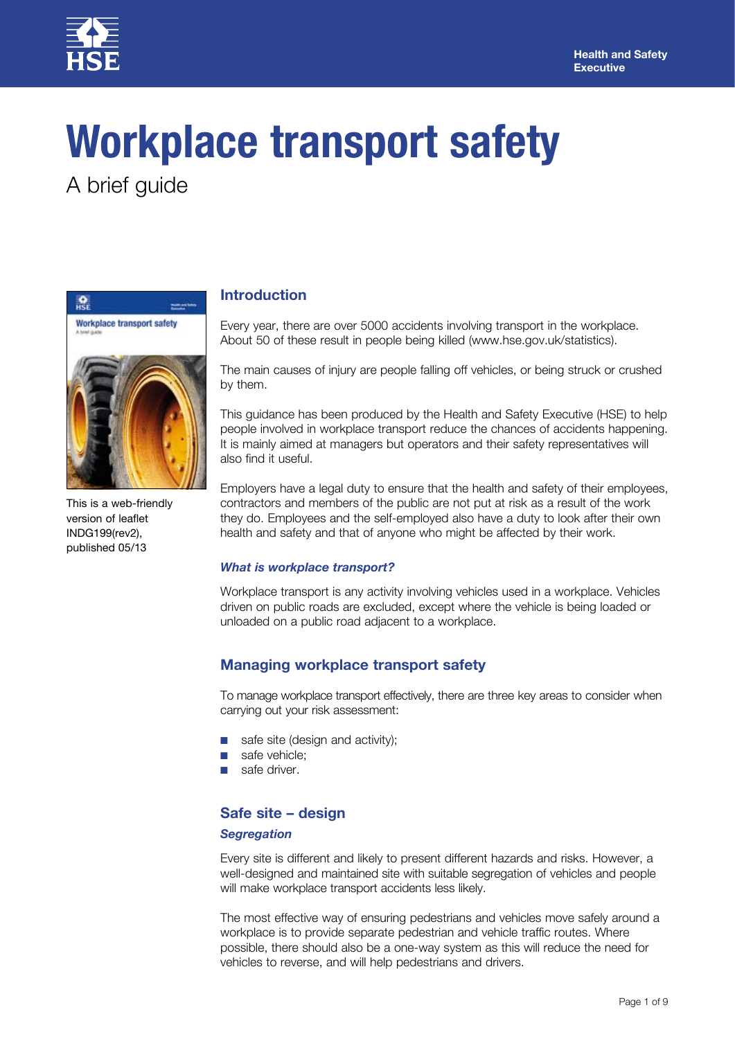Health and Safety Executive

# Workplace transport safety

A brief guide

This is a web-friendly version of leaflet INDG199(rev2), published 05/13

## Introduction

Every year, there are over 5000 accidents involving transport in the workplace. About 50 of these result in people being killed (www.hse.gov.uk/statistics).

The main causes of injury are people falling off vehicles, or being struck or crushed by them.

This guidance has been produced by the Health and Safety Executive (HSE) to help people involved in workplace transport reduce the chances of accidents happening. It is mainly aimed at managers but operators and their safety representatives will also find it useful.

Employers have a legal duty to ensure that the health and safety of their employees, contractors and members of the public are not put at risk as a result of the work they do. Employees and the self-employed also have a duty to look after their own health and safety and that of anyone who might be affected by their work.

### *What is workplace transport?*

Workplace transport is any activity involving vehicles used in a workplace. Vehicles driven on public roads are excluded, except where the vehicle is being loaded or unloaded on a public road adjacent to a workplace.

## Managing workplace transport safety

To manage workplace transport effectively, there are three key areas to consider when carrying out your risk assessment:

- safe site (design and activity);
- safe vehicle;
- safe driver.

## Safe site – design

### *Segregation*

Every site is different and likely to present different hazards and risks. However, a well-designed and maintained site with suitable segregation of vehicles and people will make workplace transport accidents less likely.

The most effective way of ensuring pedestrians and vehicles move safely around a workplace is to provide separate pedestrian and vehicle traffic routes. Where possible, there should also be a one-way system as this will reduce the need for vehicles to reverse, and will help pedestrians and drivers.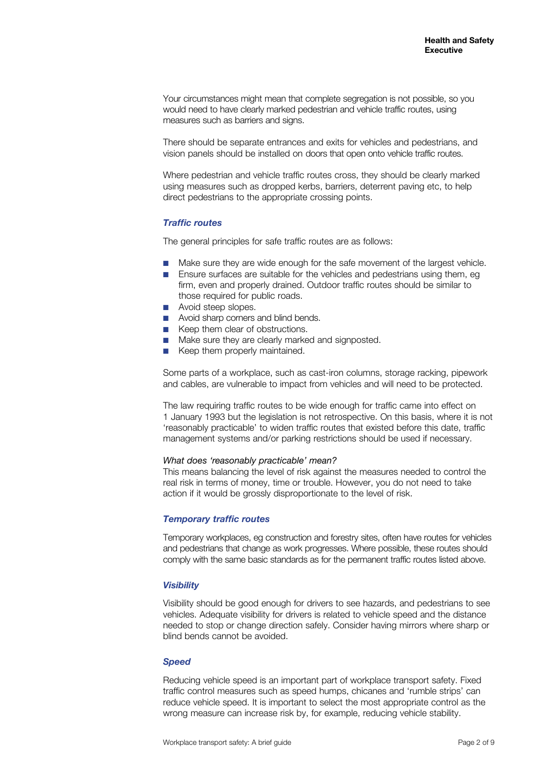Your circumstances might mean that complete segregation is not possible, so you would need to have clearly marked pedestrian and vehicle traffic routes, using measures such as barriers and signs.

There should be separate entrances and exits for vehicles and pedestrians, and vision panels should be installed on doors that open onto vehicle traffic routes.

Where pedestrian and vehicle traffic routes cross, they should be clearly marked using measures such as dropped kerbs, barriers, deterrent paving etc, to help direct pedestrians to the appropriate crossing points.

### *Traffic routes*

The general principles for safe traffic routes are as follows:

- Make sure they are wide enough for the safe movement of the largest vehicle.
- Ensure surfaces are suitable for the vehicles and pedestrians using them, eg firm, even and properly drained. Outdoor traffic routes should be similar to those required for public roads.
- Avoid steep slopes.
- Avoid sharp corners and blind bends.
- Keep them clear of obstructions.
- Make sure they are clearly marked and signposted.
- Keep them properly maintained.

Some parts of a workplace, such as cast-iron columns, storage racking, pipework and cables, are vulnerable to impact from vehicles and will need to be protected.

The law requiring traffic routes to be wide enough for traffic came into effect on 1 January 1993 but the legislation is not retrospective. On this basis, where it is not 'reasonably practicable' to widen traffic routes that existed before this date, traffic management systems and/or parking restrictions should be used if necessary.

*What does 'reasonably practicable' mean?*
This means balancing the level of risk against the measures needed to control the real risk in terms of money, time or trouble. However, you do not need to take action if it would be grossly disproportionate to the level of risk.

### *Temporary traffic routes*

Temporary workplaces, eg construction and forestry sites, often have routes for vehicles and pedestrians that change as work progresses. Where possible, these routes should comply with the same basic standards as for the permanent traffic routes listed above.

### *Visibility*

Visibility should be good enough for drivers to see hazards, and pedestrians to see vehicles. Adequate visibility for drivers is related to vehicle speed and the distance needed to stop or change direction safely. Consider having mirrors where sharp or blind bends cannot be avoided.

### *Speed*

Reducing vehicle speed is an important part of workplace transport safety. Fixed traffic control measures such as speed humps, chicanes and 'rumble strips' can reduce vehicle speed. It is important to select the most appropriate control as the wrong measure can increase risk by, for example, reducing vehicle stability.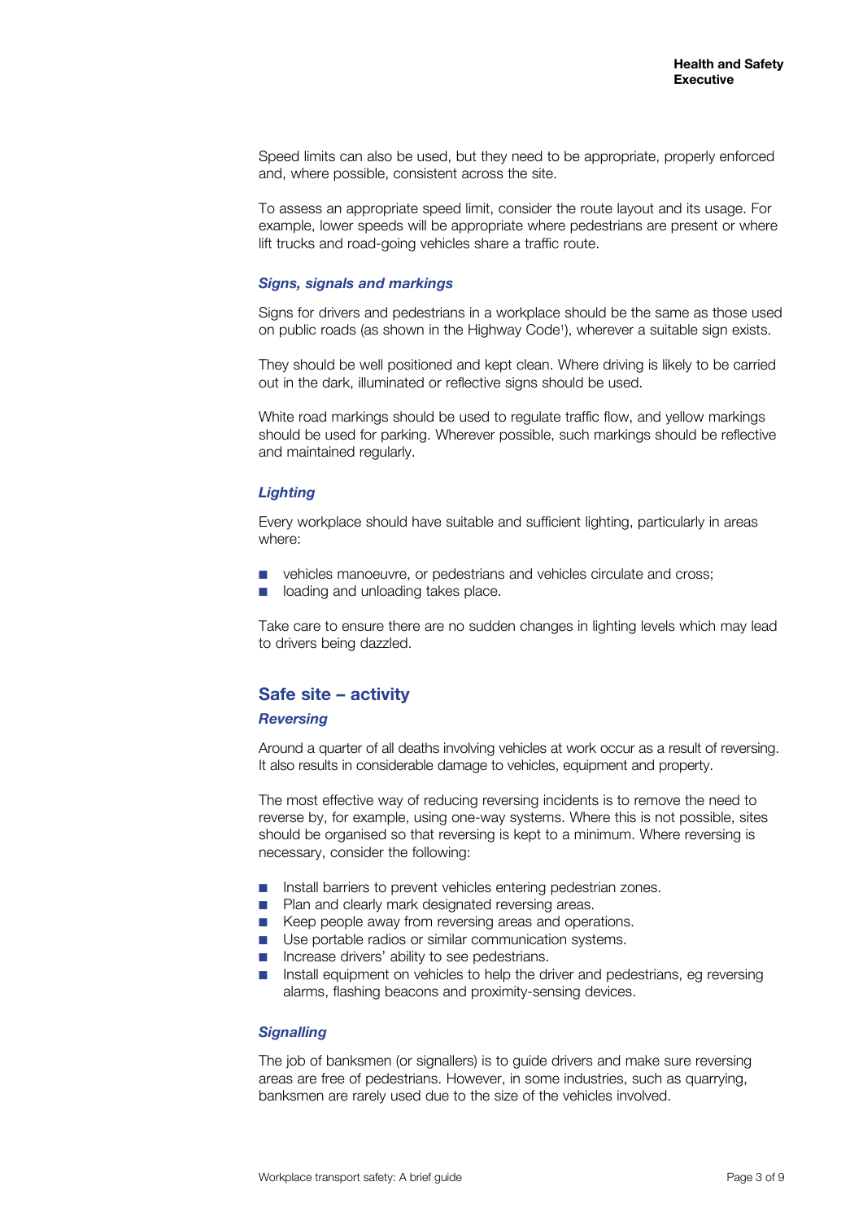Speed limits can also be used, but they need to be appropriate, properly enforced and, where possible, consistent across the site.

To assess an appropriate speed limit, consider the route layout and its usage. For example, lower speeds will be appropriate where pedestrians are present or where lift trucks and road-going vehicles share a traffic route.

### *Signs, signals and markings*

Signs for drivers and pedestrians in a workplace should be the same as those used on public roads (as shown in the Highway Code[1]), wherever a suitable sign exists.

They should be well positioned and kept clean. Where driving is likely to be carried out in the dark, illuminated or reflective signs should be used.

White road markings should be used to regulate traffic flow, and yellow markings should be used for parking. Wherever possible, such markings should be reflective and maintained regularly.

### *Lighting*

Every workplace should have suitable and sufficient lighting, particularly in areas where:

- vehicles manoeuvre, or pedestrians and vehicles circulate and cross;
- loading and unloading takes place.

Take care to ensure there are no sudden changes in lighting levels which may lead to drivers being dazzled.

## Safe site – activity

### *Reversing*

Around a quarter of all deaths involving vehicles at work occur as a result of reversing. It also results in considerable damage to vehicles, equipment and property.

The most effective way of reducing reversing incidents is to remove the need to reverse by, for example, using one-way systems. Where this is not possible, sites should be organised so that reversing is kept to a minimum. Where reversing is necessary, consider the following:

- Install barriers to prevent vehicles entering pedestrian zones.
- Plan and clearly mark designated reversing areas.
- Keep people away from reversing areas and operations.
- Use portable radios or similar communication systems.
- Increase drivers' ability to see pedestrians.
- Install equipment on vehicles to help the driver and pedestrians, eg reversing alarms, flashing beacons and proximity-sensing devices.

### *Signalling*

The job of banksmen (or signallers) is to guide drivers and make sure reversing areas are free of pedestrians. However, in some industries, such as quarrying, banksmen are rarely used due to the size of the vehicles involved.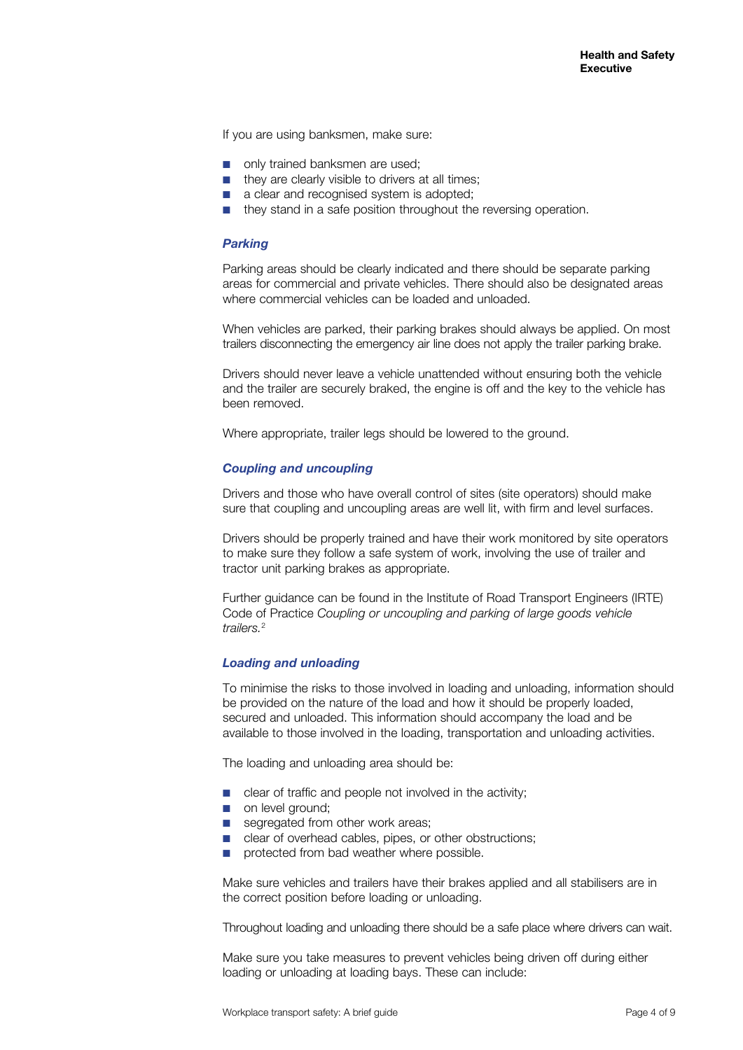If you are using banksmen, make sure:

- only trained banksmen are used;
- they are clearly visible to drivers at all times;
- a clear and recognised system is adopted;
- they stand in a safe position throughout the reversing operation.

### *Parking*

Parking areas should be clearly indicated and there should be separate parking areas for commercial and private vehicles. There should also be designated areas where commercial vehicles can be loaded and unloaded.

When vehicles are parked, their parking brakes should always be applied. On most trailers disconnecting the emergency air line does not apply the trailer parking brake.

Drivers should never leave a vehicle unattended without ensuring both the vehicle and the trailer are securely braked, the engine is off and the key to the vehicle has been removed.

Where appropriate, trailer legs should be lowered to the ground.

### *Coupling and uncoupling*

Drivers and those who have overall control of sites (site operators) should make sure that coupling and uncoupling areas are well lit, with firm and level surfaces.

Drivers should be properly trained and have their work monitored by site operators to make sure they follow a safe system of work, involving the use of trailer and tractor unit parking brakes as appropriate.

Further guidance can be found in the Institute of Road Transport Engineers (IRTE) Code of Practice *Coupling or uncoupling and parking of large goods vehicle trailers.*[2]

### *Loading and unloading*

To minimise the risks to those involved in loading and unloading, information should be provided on the nature of the load and how it should be properly loaded, secured and unloaded. This information should accompany the load and be available to those involved in the loading, transportation and unloading activities.

The loading and unloading area should be:

- clear of traffic and people not involved in the activity;
- on level ground;
- segregated from other work areas;
- clear of overhead cables, pipes, or other obstructions;
- protected from bad weather where possible.

Make sure vehicles and trailers have their brakes applied and all stabilisers are in the correct position before loading or unloading.

Throughout loading and unloading there should be a safe place where drivers can wait.

Make sure you take measures to prevent vehicles being driven off during either loading or unloading at loading bays. These can include: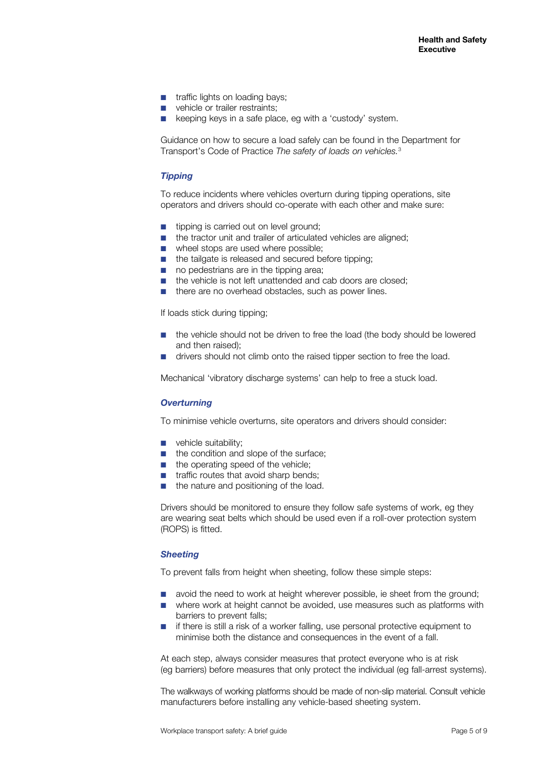- traffic lights on loading bays;
- vehicle or trailer restraints;
- keeping keys in a safe place, eg with a 'custody' system.

Guidance on how to secure a load safely can be found in the Department for Transport's Code of Practice *The safety of loads on vehicles.*[3]

### *Tipping*

To reduce incidents where vehicles overturn during tipping operations, site operators and drivers should co-operate with each other and make sure:

- tipping is carried out on level ground;
- the tractor unit and trailer of articulated vehicles are aligned;
- wheel stops are used where possible;
- the tailgate is released and secured before tipping;
- no pedestrians are in the tipping area;
- the vehicle is not left unattended and cab doors are closed;
- there are no overhead obstacles, such as power lines.

If loads stick during tipping;

- the vehicle should not be driven to free the load (the body should be lowered and then raised);
- drivers should not climb onto the raised tipper section to free the load.

Mechanical 'vibratory discharge systems' can help to free a stuck load.

### *Overturning*

To minimise vehicle overturns, site operators and drivers should consider:

- vehicle suitability;
- the condition and slope of the surface;
- the operating speed of the vehicle;
- traffic routes that avoid sharp bends;
- the nature and positioning of the load.

Drivers should be monitored to ensure they follow safe systems of work, eg they are wearing seat belts which should be used even if a roll-over protection system (ROPS) is fitted.

### *Sheeting*

To prevent falls from height when sheeting, follow these simple steps:

- avoid the need to work at height wherever possible, ie sheet from the ground;
- where work at height cannot be avoided, use measures such as platforms with barriers to prevent falls;
- if there is still a risk of a worker falling, use personal protective equipment to minimise both the distance and consequences in the event of a fall.

At each step, always consider measures that protect everyone who is at risk (eg barriers) before measures that only protect the individual (eg fall-arrest systems).

The walkways of working platforms should be made of non-slip material. Consult vehicle manufacturers before installing any vehicle-based sheeting system.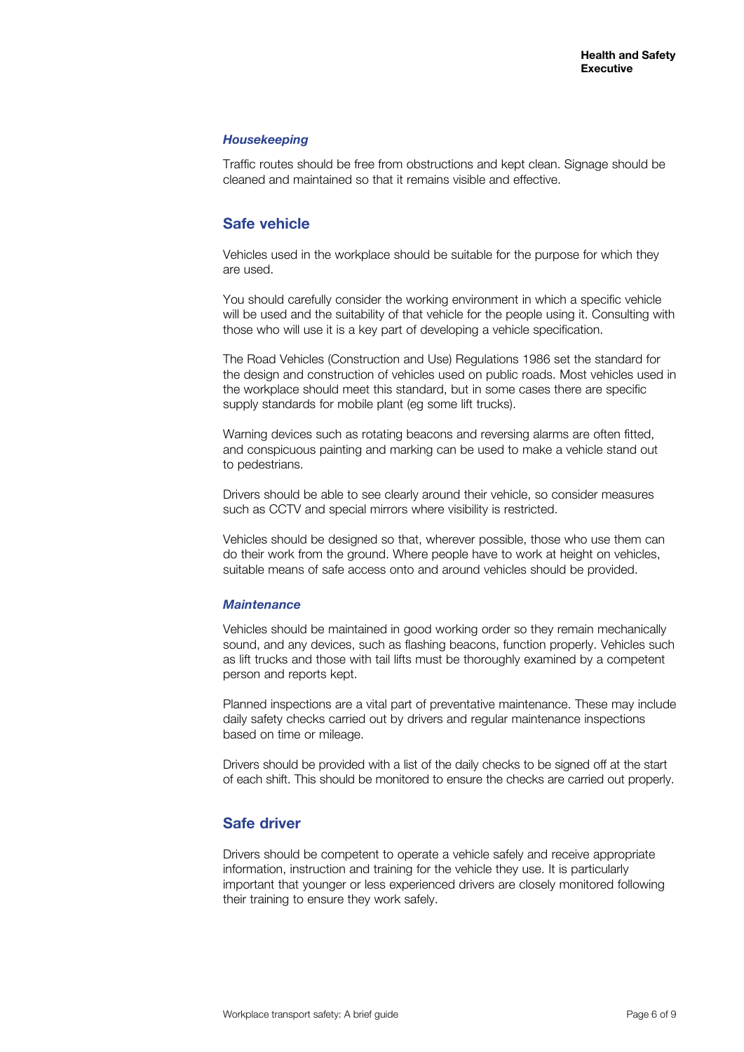### *Housekeeping*

Traffic routes should be free from obstructions and kept clean. Signage should be cleaned and maintained so that it remains visible and effective.

## Safe vehicle

Vehicles used in the workplace should be suitable for the purpose for which they are used.

You should carefully consider the working environment in which a specific vehicle will be used and the suitability of that vehicle for the people using it. Consulting with those who will use it is a key part of developing a vehicle specification.

The Road Vehicles (Construction and Use) Regulations 1986 set the standard for the design and construction of vehicles used on public roads. Most vehicles used in the workplace should meet this standard, but in some cases there are specific supply standards for mobile plant (eg some lift trucks).

Warning devices such as rotating beacons and reversing alarms are often fitted, and conspicuous painting and marking can be used to make a vehicle stand out to pedestrians.

Drivers should be able to see clearly around their vehicle, so consider measures such as CCTV and special mirrors where visibility is restricted.

Vehicles should be designed so that, wherever possible, those who use them can do their work from the ground. Where people have to work at height on vehicles, suitable means of safe access onto and around vehicles should be provided.

### *Maintenance*

Vehicles should be maintained in good working order so they remain mechanically sound, and any devices, such as flashing beacons, function properly. Vehicles such as lift trucks and those with tail lifts must be thoroughly examined by a competent person and reports kept.

Planned inspections are a vital part of preventative maintenance. These may include daily safety checks carried out by drivers and regular maintenance inspections based on time or mileage.

Drivers should be provided with a list of the daily checks to be signed off at the start of each shift. This should be monitored to ensure the checks are carried out properly.

## Safe driver

Drivers should be competent to operate a vehicle safely and receive appropriate information, instruction and training for the vehicle they use. It is particularly important that younger or less experienced drivers are closely monitored following their training to ensure they work safely.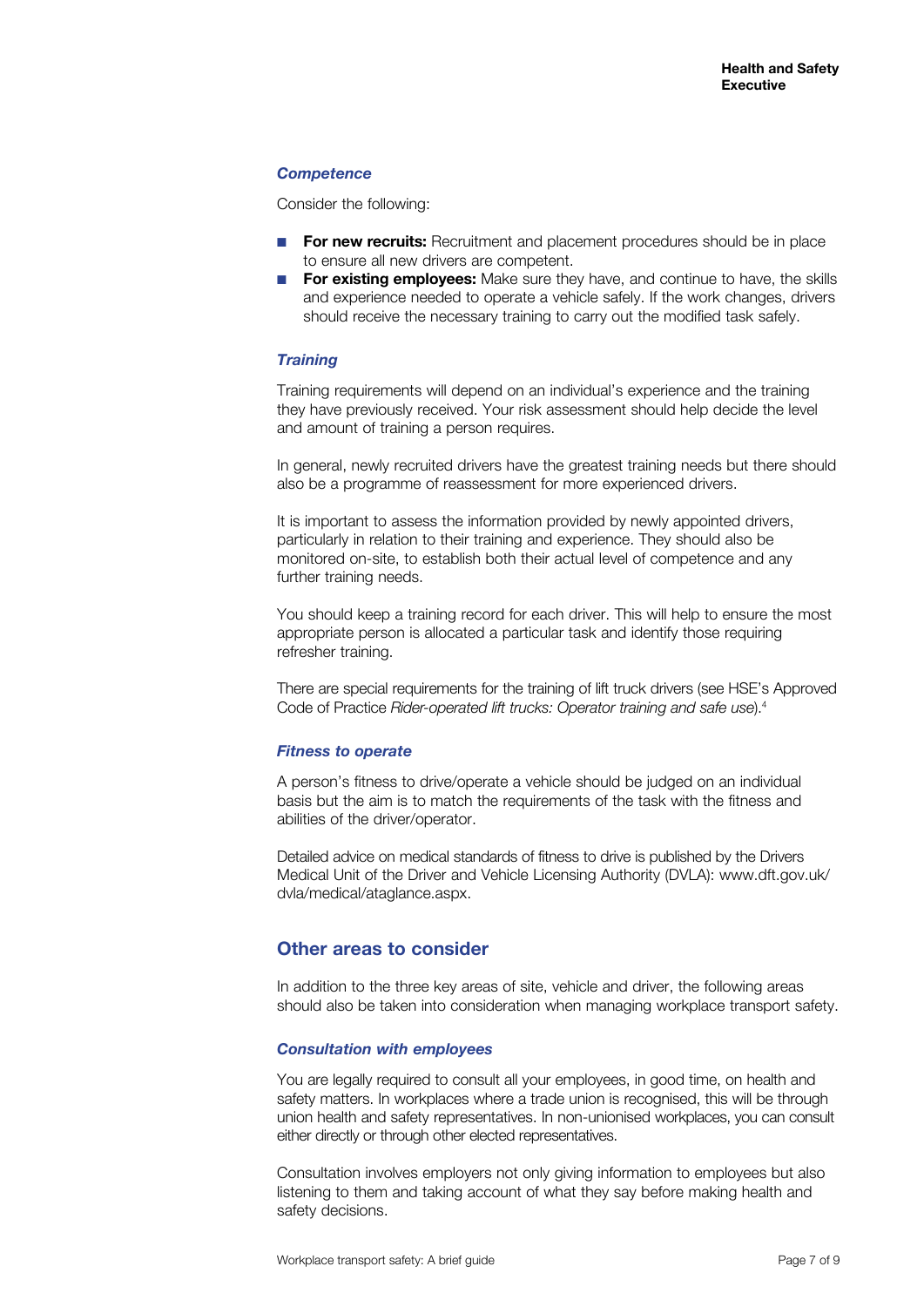### *Competence*

Consider the following:

- **For new recruits:** Recruitment and placement procedures should be in place to ensure all new drivers are competent.
- **For existing employees:** Make sure they have, and continue to have, the skills and experience needed to operate a vehicle safely. If the work changes, drivers should receive the necessary training to carry out the modified task safely.

### *Training*

Training requirements will depend on an individual's experience and the training they have previously received. Your risk assessment should help decide the level and amount of training a person requires.

In general, newly recruited drivers have the greatest training needs but there should also be a programme of reassessment for more experienced drivers.

It is important to assess the information provided by newly appointed drivers, particularly in relation to their training and experience. They should also be monitored on-site, to establish both their actual level of competence and any further training needs.

You should keep a training record for each driver. This will help to ensure the most appropriate person is allocated a particular task and identify those requiring refresher training.

There are special requirements for the training of lift truck drivers (see HSE's Approved Code of Practice *Rider-operated lift trucks: Operator training and safe use*).[4]

### *Fitness to operate*

A person's fitness to drive/operate a vehicle should be judged on an individual basis but the aim is to match the requirements of the task with the fitness and abilities of the driver/operator.

Detailed advice on medical standards of fitness to drive is published by the Drivers Medical Unit of the Driver and Vehicle Licensing Authority (DVLA): www.dft.gov.uk/dvla/medical/ataglance.aspx.

## Other areas to consider

In addition to the three key areas of site, vehicle and driver, the following areas should also be taken into consideration when managing workplace transport safety.

### *Consultation with employees*

You are legally required to consult all your employees, in good time, on health and safety matters. In workplaces where a trade union is recognised, this will be through union health and safety representatives. In non-unionised workplaces, you can consult either directly or through other elected representatives.

Consultation involves employers not only giving information to employees but also listening to them and taking account of what they say before making health and safety decisions.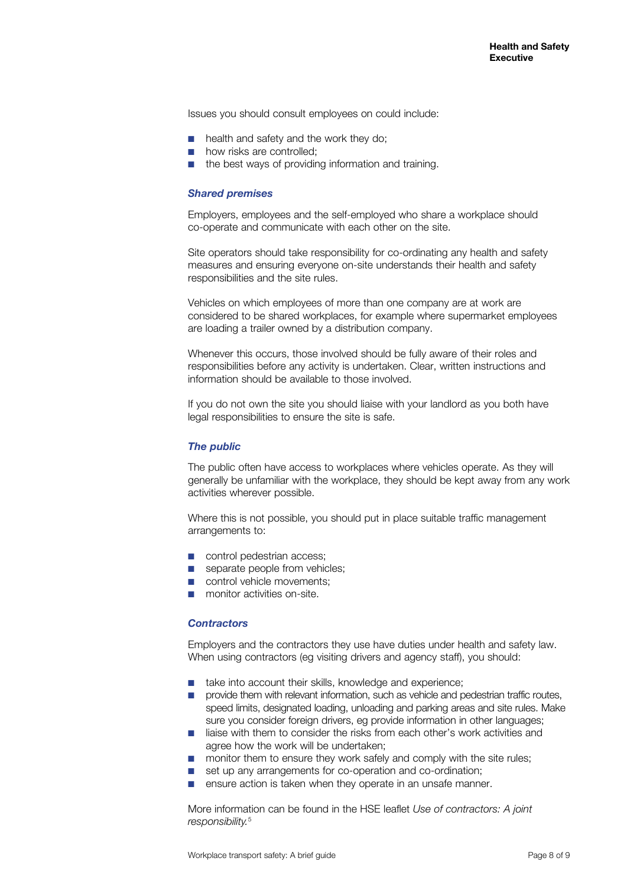Issues you should consult employees on could include:

- health and safety and the work they do;
- how risks are controlled;
- the best ways of providing information and training.

### *Shared premises*

Employers, employees and the self-employed who share a workplace should co-operate and communicate with each other on the site.

Site operators should take responsibility for co-ordinating any health and safety measures and ensuring everyone on-site understands their health and safety responsibilities and the site rules.

Vehicles on which employees of more than one company are at work are considered to be shared workplaces, for example where supermarket employees are loading a trailer owned by a distribution company.

Whenever this occurs, those involved should be fully aware of their roles and responsibilities before any activity is undertaken. Clear, written instructions and information should be available to those involved.

If you do not own the site you should liaise with your landlord as you both have legal responsibilities to ensure the site is safe.

### *The public*

The public often have access to workplaces where vehicles operate. As they will generally be unfamiliar with the workplace, they should be kept away from any work activities wherever possible.

Where this is not possible, you should put in place suitable traffic management arrangements to:

- control pedestrian access;
- separate people from vehicles;
- control vehicle movements;
- monitor activities on-site.

### *Contractors*

Employers and the contractors they use have duties under health and safety law. When using contractors (eg visiting drivers and agency staff), you should:

- take into account their skills, knowledge and experience;
- provide them with relevant information, such as vehicle and pedestrian traffic routes, speed limits, designated loading, unloading and parking areas and site rules. Make sure you consider foreign drivers, eg provide information in other languages;
- liaise with them to consider the risks from each other's work activities and agree how the work will be undertaken;
- monitor them to ensure they work safely and comply with the site rules;
- set up any arrangements for co-operation and co-ordination;
- ensure action is taken when they operate in an unsafe manner.

More information can be found in the HSE leaflet *Use of contractors: A joint responsibility.*[5]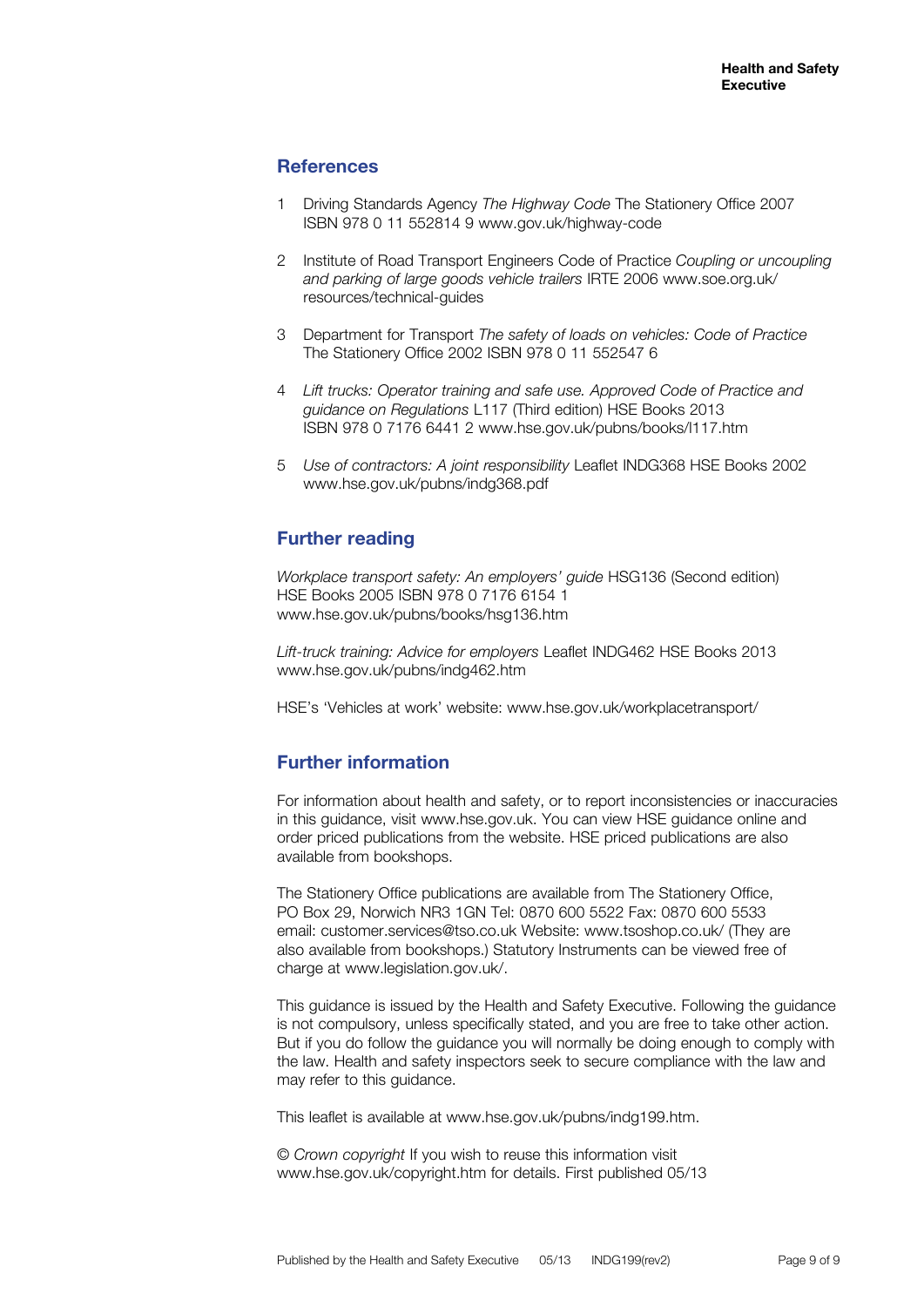## References

1. Driving Standards Agency *The Highway Code* The Stationery Office 2007 ISBN 978 0 11 552814 9 www.gov.uk/highway-code

2. Institute of Road Transport Engineers Code of Practice *Coupling or uncoupling and parking of large goods vehicle trailers* IRTE 2006 www.soe.org.uk/resources/technical-guides

3. Department for Transport *The safety of loads on vehicles: Code of Practice* The Stationery Office 2002 ISBN 978 0 11 552547 6

4. *Lift trucks: Operator training and safe use. Approved Code of Practice and guidance on Regulations* L117 (Third edition) HSE Books 2013 ISBN 978 0 7176 6441 2 www.hse.gov.uk/pubns/books/l117.htm

5. *Use of contractors: A joint responsibility* Leaflet INDG368 HSE Books 2002 www.hse.gov.uk/pubns/indg368.pdf

## Further reading

*Workplace transport safety: An employers' guide* HSG136 (Second edition) HSE Books 2005 ISBN 978 0 7176 6154 1 www.hse.gov.uk/pubns/books/hsg136.htm

*Lift-truck training: Advice for employers* Leaflet INDG462 HSE Books 2013 www.hse.gov.uk/pubns/indg462.htm

HSE's 'Vehicles at work' website: www.hse.gov.uk/workplacetransport/

## Further information

For information about health and safety, or to report inconsistencies or inaccuracies in this guidance, visit www.hse.gov.uk. You can view HSE guidance online and order priced publications from the website. HSE priced publications are also available from bookshops.

The Stationery Office publications are available from The Stationery Office, PO Box 29, Norwich NR3 1GN Tel: 0870 600 5522 Fax: 0870 600 5533 email: customer.services@tso.co.uk Website: www.tsoshop.co.uk/ (They are also available from bookshops.) Statutory Instruments can be viewed free of charge at www.legislation.gov.uk/.

This guidance is issued by the Health and Safety Executive. Following the guidance is not compulsory, unless specifically stated, and you are free to take other action. But if you do follow the guidance you will normally be doing enough to comply with the law. Health and safety inspectors seek to secure compliance with the law and may refer to this guidance.

This leaflet is available at www.hse.gov.uk/pubns/indg199.htm.

© *Crown copyright* If you wish to reuse this information visit www.hse.gov.uk/copyright.htm for details. First published 05/13

Published by the Health and Safety Executive 05/13 INDG199(rev2)